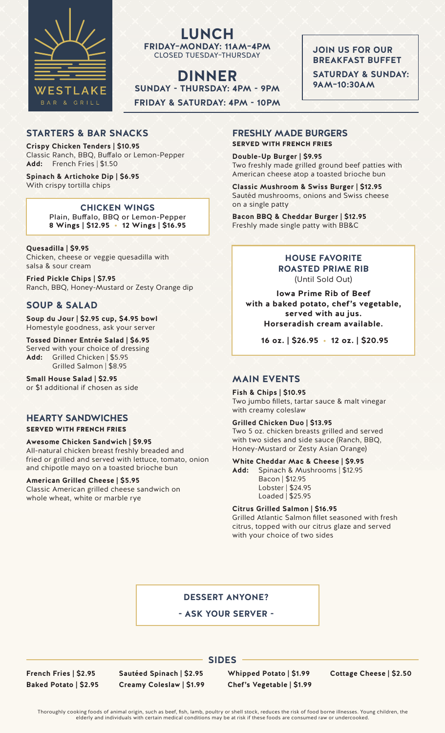WESTLAKE

BAR & GRILL

# LUNCH

**FRIDAY–MONDAY: 11AM–4PM**

CLOSED TUESDAY–THURSDAY

# DINNER

**SUNDAY - THURSDAY: 4PM - 9PM**

**FRIDAY & SATURDAY: 4PM - 10PM**

**JOIN US FOR OUR BREAKFAST BUFFET**

**SATURDAY & SUNDAY: 9AM–10:30AM**

## STARTERS & BAR SNACKS

**Crispy Chicken Tenders | $10.95**
Classic Ranch, BBQ, Buffalo or Lemon-Pepper
**Add:** French Fries | $1.50

**Spinach & Artichoke Dip | $6.95**
With crispy tortilla chips

### CHICKEN WINGS

Plain, Buffalo, BBQ or Lemon-Pepper
**8 Wings | $12.95 • 12 Wings | $16.95**

**Quesadilla | $9.95**
Chicken, cheese or veggie quesadilla with salsa & sour cream

**Fried Pickle Chips | $7.95**
Ranch, BBQ, Honey-Mustard or Zesty Orange dip

## SOUP & SALAD

**Soup du Jour | $2.95 cup, $4.95 bowl**
Homestyle goodness, ask your server

**Tossed Dinner Entrée Salad | $6.95**
Served with your choice of dressing
**Add:** Grilled Chicken | $5.95
Grilled Salmon | $8.95

**Small House Salad | $2.95**
or $1 additional if chosen as side

## HEARTY SANDWICHES

**SERVED WITH FRENCH FRIES**

**Awesome Chicken Sandwich | $9.95**
All-natural chicken breast freshly breaded and fried or grilled and served with lettuce, tomato, onion and chipotle mayo on a toasted brioche bun

**American Grilled Cheese | $5.95**
Classic American grilled cheese sandwich on whole wheat, white or marble rye

## FRESHLY MADE BURGERS

**SERVED WITH FRENCH FRIES**

**Double-Up Burger | $9.95**
Two freshly made grilled ground beef patties with American cheese atop a toasted brioche bun

**Classic Mushroom & Swiss Burger | $12.95**
Sautéd mushrooms, onions and Swiss cheese on a single patty

**Bacon BBQ & Cheddar Burger | $12.95**
Freshly made single patty with BB&C

### HOUSE FAVORITE ROASTED PRIME RIB

(Until Sold Out)

**Iowa Prime Rib of Beef with a baked potato, chef's vegetable, served with au jus. Horseradish cream available.**

**16 oz. | $26.95 • 12 oz. | $20.95**

## MAIN EVENTS

**Fish & Chips | $10.95**
Two jumbo fillets, tartar sauce & malt vinegar with creamy coleslaw

**Grilled Chicken Duo | $13.95**
Two 5 oz. chicken breasts grilled and served with two sides and side sauce (Ranch, BBQ, Honey-Mustard or Zesty Asian Orange)

**White Cheddar Mac & Cheese | $9.95**
**Add:** Spinach & Mushrooms | $12.95
Bacon | $12.95
Lobster | $24.95
Loaded | $25.95

**Citrus Grilled Salmon | $16.95**
Grilled Atlantic Salmon fillet seasoned with fresh citrus, topped with our citrus glaze and served with your choice of two sides

### DESSERT ANYONE?

**- ASK YOUR SERVER -**

## SIDES

**French Fries | $2.95**
**Baked Potato | $2.95**
**Sautéed Spinach | $2.95**
**Creamy Coleslaw | $1.99**
**Whipped Potato | $1.99**
**Chef's Vegetable | $1.99**
**Cottage Cheese | $2.50**

Thoroughly cooking foods of animal origin, such as beef, fish, lamb, poultry or shell stock, reduces the risk of food borne illnesses. Young children, the elderly and individuals with certain medical conditions may be at risk if these foods are consumed raw or undercooked.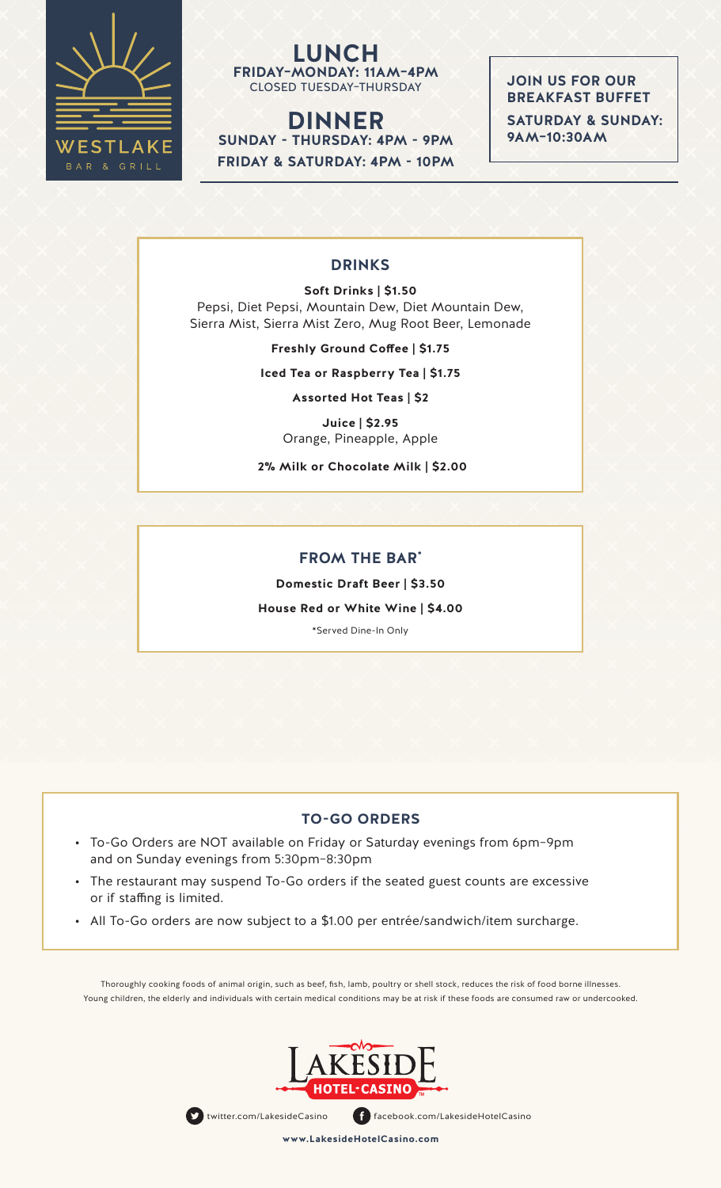WESTLAKE
BAR & GRILL

## LUNCH

**FRIDAY-MONDAY: 11AM-4PM**
CLOSED TUESDAY-THURSDAY

## DINNER

**SUNDAY - THURSDAY: 4PM - 9PM**
**FRIDAY & SATURDAY: 4PM - 10PM**

**JOIN US FOR OUR BREAKFAST BUFFET**
**SATURDAY & SUNDAY: 9AM-10:30AM**

## DRINKS

**Soft Drinks | $1.50**
Pepsi, Diet Pepsi, Mountain Dew, Diet Mountain Dew, Sierra Mist, Sierra Mist Zero, Mug Root Beer, Lemonade

**Freshly Ground Coffee | $1.75**

**Iced Tea or Raspberry Tea | $1.75**

**Assorted Hot Teas | $2**

**Juice | $2.95**
Orange, Pineapple, Apple

**2% Milk or Chocolate Milk | $2.00**

## FROM THE BAR*

**Domestic Draft Beer | $3.50**

**House Red or White Wine | $4.00**

*Served Dine-In Only

## TO-GO ORDERS

- To-Go Orders are NOT available on Friday or Saturday evenings from 6pm-9pm and on Sunday evenings from 5:30pm-8:30pm
- The restaurant may suspend To-Go orders if the seated guest counts are excessive or if staffing is limited.
- All To-Go orders are now subject to a $1.00 per entrée/sandwich/item surcharge.

Thoroughly cooking foods of animal origin, such as beef, fish, lamb, poultry or shell stock, reduces the risk of food borne illnesses. Young children, the elderly and individuals with certain medical conditions may be at risk if these foods are consumed raw or undercooked.

LAKESIDE HOTEL-CASINO

twitter.com/LakesideCasino facebook.com/LakesideHotelCasino

**www.LakesideHotelCasino.com**